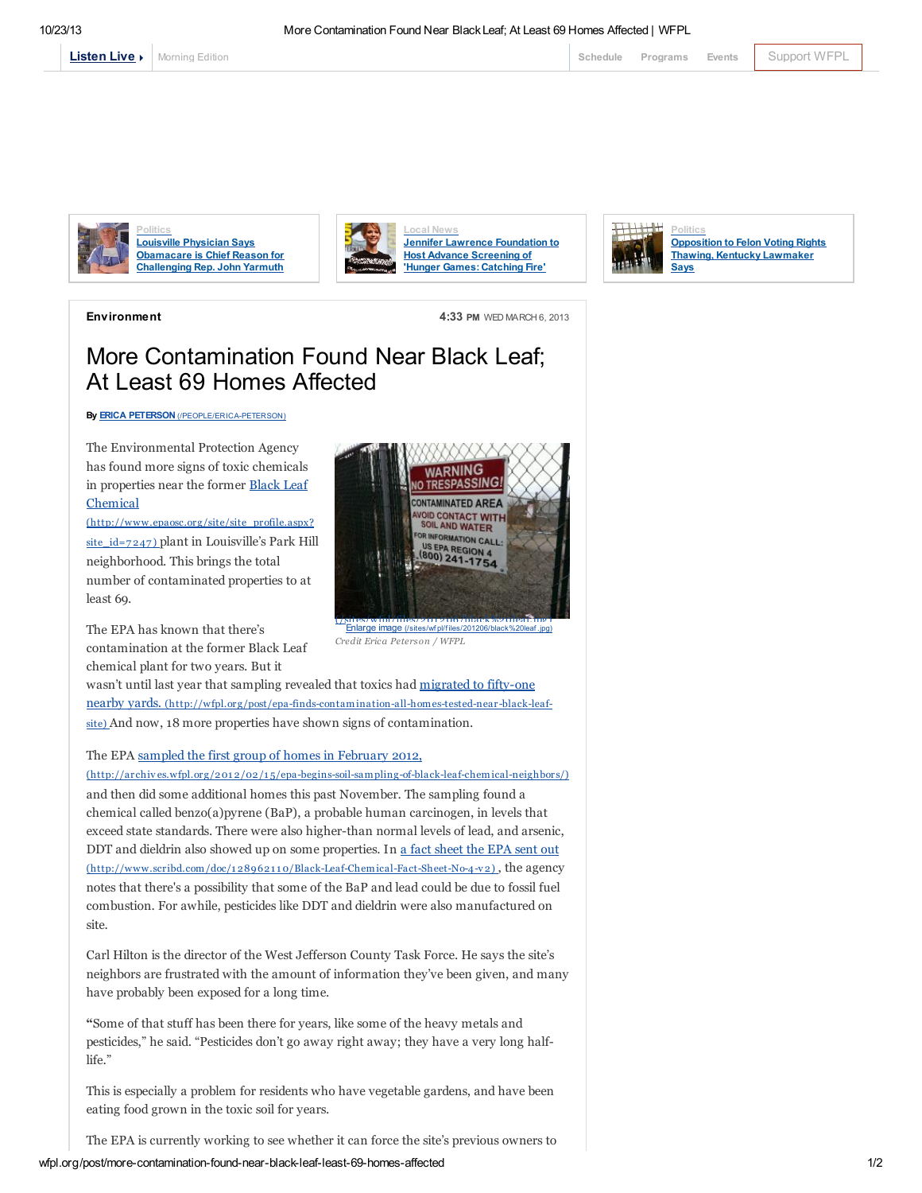Listen Live ▸ | Morning Edition | Schedule | Programs | Events | Support WFPL

Politics
Louisville Physician Says Obamacare is Chief Reason for Challenging Rep. John Yarmuth

Local News
Jennifer Lawrence Foundation to Host Advance Screening of 'Hunger Games: Catching Fire'

Politics
Opposition to Felon Voting Rights Thawing, Kentucky Lawmaker Says

**Environment**

4:33 PM WED MARCH 6, 2013

# More Contamination Found Near Black Leaf; At Least 69 Homes Affected

By ERICA PETERSON (/PEOPLE/ERICA-PETERSON)

Enlarge image (/sites/wfpl/files/201206/black%20leaf.jpg)

*Credit Erica Peterson / WFPL*

The Environmental Protection Agency has found more signs of toxic chemicals in properties near the former Black Leaf Chemical (http://www.epaosc.org/site/site_profile.aspx?site_id=7247) plant in Louisville's Park Hill neighborhood. This brings the total number of contaminated properties to at least 69.

The EPA has known that there's contamination at the former Black Leaf chemical plant for two years. But it wasn't until last year that sampling revealed that toxics had migrated to fifty-one nearby yards. (http://wfpl.org/post/epa-finds-contamination-all-homes-tested-near-black-leaf-site) And now, 18 more properties have shown signs of contamination.

The EPA sampled the first group of homes in February 2012, (http://archives.wfpl.org/2012/02/15/epa-begins-soil-sampling-of-black-leaf-chemical-neighbors/) and then did some additional homes this past November. The sampling found a chemical called benzo(a)pyrene (BaP), a probable human carcinogen, in levels that exceed state standards. There were also higher-than normal levels of lead, and arsenic, DDT and dieldrin also showed up on some properties. In a fact sheet the EPA sent out (http://www.scribd.com/doc/128962110/Black-Leaf-Chemical-Fact-Sheet-No-4-v2), the agency notes that there's a possibility that some of the BaP and lead could be due to fossil fuel combustion. For awhile, pesticides like DDT and dieldrin were also manufactured on site.

Carl Hilton is the director of the West Jefferson County Task Force. He says the site's neighbors are frustrated with the amount of information they've been given, and many have probably been exposed for a long time.

"Some of that stuff has been there for years, like some of the heavy metals and pesticides," he said. "Pesticides don't go away right away; they have a very long half-life."

This is especially a problem for residents who have vegetable gardens, and have been eating food grown in the toxic soil for years.

The EPA is currently working to see whether it can force the site's previous owners to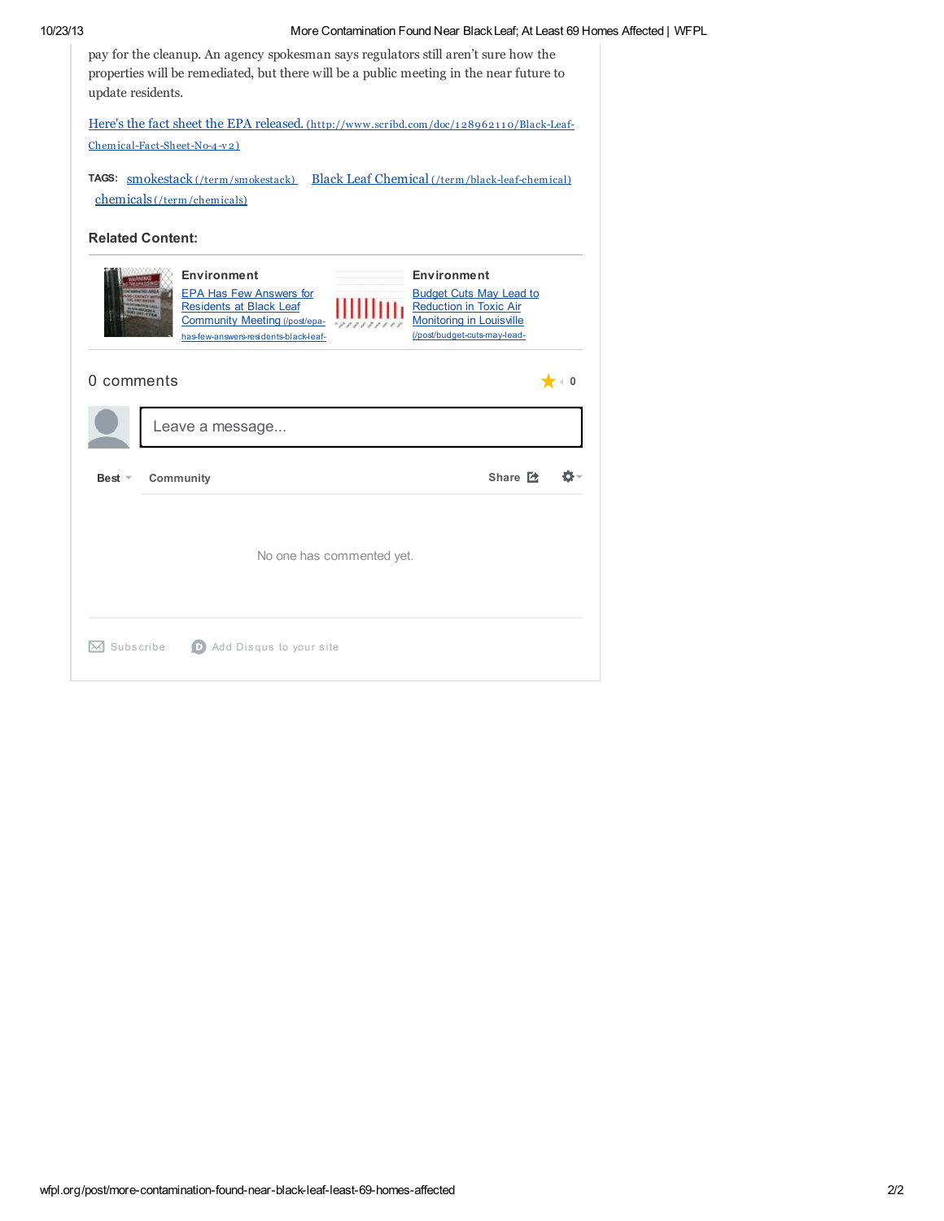pay for the cleanup. An agency spokesman says regulators still aren't sure how the properties will be remediated, but there will be a public meeting in the near future to update residents.

[Here's the fact sheet the EPA released.](http://www.scribd.com/doc/128962110/Black-Leaf-Chemical-Fact-Sheet-No-4-v2) (http://www.scribd.com/doc/128962110/Black-Leaf-Chemical-Fact-Sheet-No-4-v2)

**TAGS:** [smokestack](/term/smokestack) (/term/smokestack) [Black Leaf Chemical](/term/black-leaf-chemical) (/term/black-leaf-chemical) [chemicals](/term/chemicals) (/term/chemicals)

**Related Content:**

**Environment**

[EPA Has Few Answers for Residents at Black Leaf Community Meeting](/post/epa-has-few-answers-residents-black-leaf-) (/post/epa-has-few-answers-residents-black-leaf-

**Environment**

[Budget Cuts May Lead to Reduction in Toxic Air Monitoring in Louisville](/post/budget-cuts-may-lead-) (/post/budget-cuts-may-lead-

0 comments 0

Leave a message...

Best Community Share

No one has commented yet.

Subscribe Add Disqus to your site